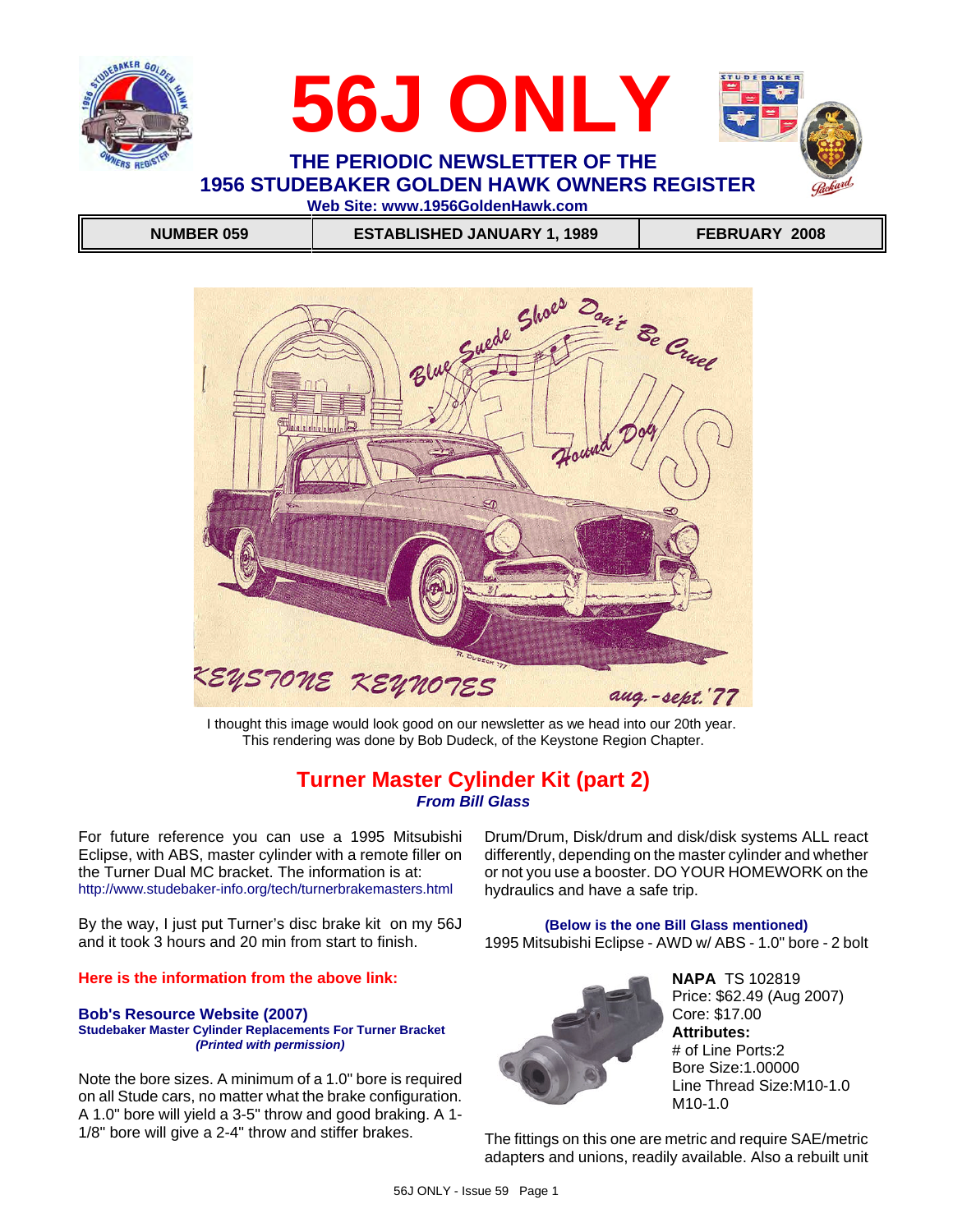# 56J ONLY

## THE PERIODIC NEWSLETTER OF THE 1956 STUDEBAKER GOLDEN HAWK OWNERS REGISTER

**Web Site: www.1956GoldenHawk.com**

| NUMBER 059 | ESTABLISHED JANUARY 1, 1989 | FEBRUARY 2008 |
|---|---|---|

I thought this image would look good on our newsletter as we head into our 20th year. This rendering was done by Bob Dudeck, of the Keystone Region Chapter.

## Turner Master Cylinder Kit (part 2)

***From Bill Glass***

For future reference you can use a 1995 Mitsubishi Eclipse, with ABS, master cylinder with a remote filler on the Turner Dual MC bracket. The information is at: http://www.studebaker-info.org/tech/turnerbrakemasters.html

By the way, I just put Turner's disc brake kit on my 56J and it took 3 hours and 20 min from start to finish.

**Here is the information from the above link:**

### Bob's Resource Website (2007)

**Studebaker Master Cylinder Replacements For Turner Bracket**

***(Printed with permission)***

Note the bore sizes. A minimum of a 1.0" bore is required on all Stude cars, no matter what the brake configuration. A 1.0" bore will yield a 3-5" throw and good braking. A 1-1/8" bore will give a 2-4" throw and stiffer brakes.

Drum/Drum, Disk/drum and disk/disk systems ALL react differently, depending on the master cylinder and whether or not you use a booster. DO YOUR HOMEWORK on the hydraulics and have a safe trip.

**(Below is the one Bill Glass mentioned)**

1995 Mitsubishi Eclipse - AWD w/ ABS - 1.0" bore - 2 bolt

**NAPA** TS 102819
Price: $62.49 (Aug 2007)
Core: $17.00
**Attributes:**
# of Line Ports:2
Bore Size:1.00000
Line Thread Size:M10-1.0
M10-1.0

The fittings on this one are metric and require SAE/metric adapters and unions, readily available. Also a rebuilt unit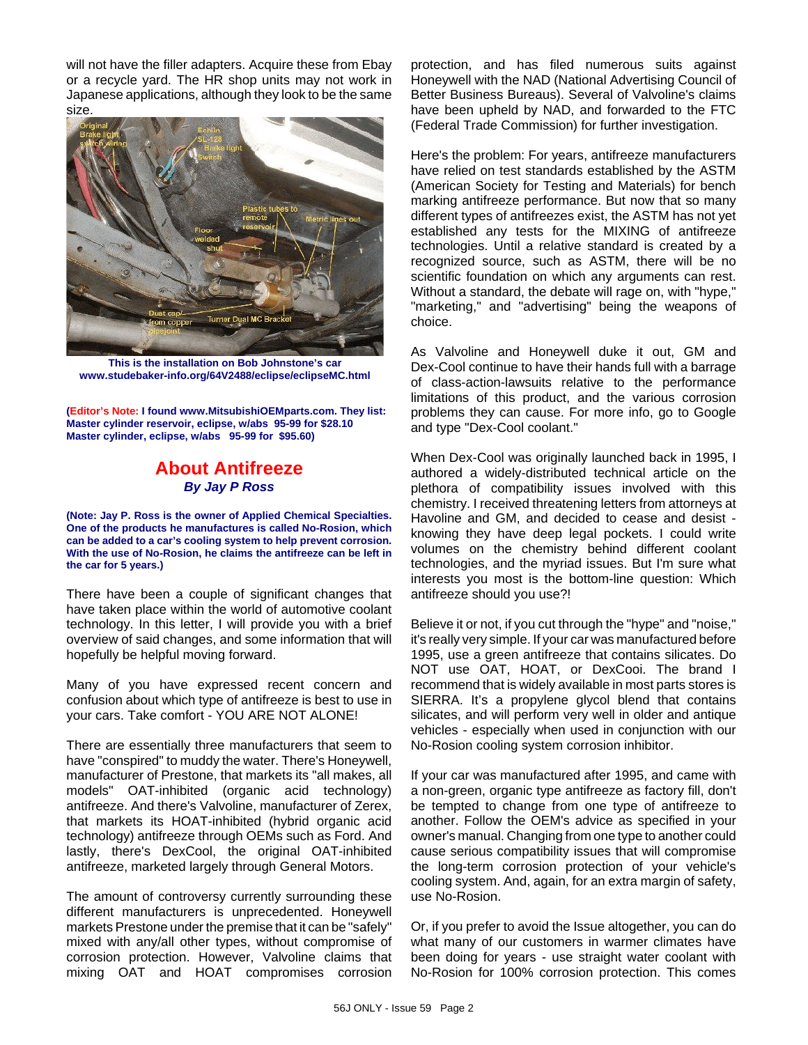will not have the filler adapters. Acquire these from Ebay or a recycle yard. The HR shop units may not work in Japanese applications, although they look to be the same size.

**This is the installation on Bob Johnstone's car**
**www.studebaker-info.org/64V2488/eclipse/eclipseMC.html**

**(Editor's Note: I found www.MitsubishiOEMparts.com. They list: Master cylinder reservoir, eclipse, w/abs 95-99 for $28.10 Master cylinder, eclipse, w/abs 95-99 for $95.60)**

## About Antifreeze

***By Jay P Ross***

**(Note: Jay P. Ross is the owner of Applied Chemical Specialties. One of the products he manufactures is called No-Rosion, which can be added to a car's cooling system to help prevent corrosion. With the use of No-Rosion, he claims the antifreeze can be left in the car for 5 years.)**

There have been a couple of significant changes that have taken place within the world of automotive coolant technology. In this letter, I will provide you with a brief overview of said changes, and some information that will hopefully be helpful moving forward.

Many of you have expressed recent concern and confusion about which type of antifreeze is best to use in your cars. Take comfort - YOU ARE NOT ALONE!

There are essentially three manufacturers that seem to have "conspired" to muddy the water. There's Honeywell, manufacturer of Prestone, that markets its "all makes, all models" OAT-inhibited (organic acid technology) antifreeze. And there's Valvoline, manufacturer of Zerex, that markets its HOAT-inhibited (hybrid organic acid technology) antifreeze through OEMs such as Ford. And lastly, there's DexCool, the original OAT-inhibited antifreeze, marketed largely through General Motors.

The amount of controversy currently surrounding these different manufacturers is unprecedented. Honeywell markets Prestone under the premise that it can be "safely" mixed with any/all other types, without compromise of corrosion protection. However, Valvoline claims that mixing OAT and HOAT compromises corrosion protection, and has filed numerous suits against Honeywell with the NAD (National Advertising Council of Better Business Bureaus). Several of Valvoline's claims have been upheld by NAD, and forwarded to the FTC (Federal Trade Commission) for further investigation.

Here's the problem: For years, antifreeze manufacturers have relied on test standards established by the ASTM (American Society for Testing and Materials) for bench marking antifreeze performance. But now that so many different types of antifreezes exist, the ASTM has not yet established any tests for the MIXING of antifreeze technologies. Until a relative standard is created by a recognized source, such as ASTM, there will be no scientific foundation on which any arguments can rest. Without a standard, the debate will rage on, with "hype," "marketing," and "advertising" being the weapons of choice.

As Valvoline and Honeywell duke it out, GM and Dex-Cool continue to have their hands full with a barrage of class-action-lawsuits relative to the performance limitations of this product, and the various corrosion problems they can cause. For more info, go to Google and type "Dex-Cool coolant."

When Dex-Cool was originally launched back in 1995, I authored a widely-distributed technical article on the plethora of compatibility issues involved with this chemistry. I received threatening letters from attorneys at Havoline and GM, and decided to cease and desist - knowing they have deep legal pockets. I could write volumes on the chemistry behind different coolant technologies, and the myriad issues. But I'm sure what interests you most is the bottom-line question: Which antifreeze should you use?!

Believe it or not, if you cut through the "hype" and "noise," it's really very simple. If your car was manufactured before 1995, use a green antifreeze that contains silicates. Do NOT use OAT, HOAT, or DexCooi. The brand I recommend that is widely available in most parts stores is SIERRA. It's a propylene glycol blend that contains silicates, and will perform very well in older and antique vehicles - especially when used in conjunction with our No-Rosion cooling system corrosion inhibitor.

If your car was manufactured after 1995, and came with a non-green, organic type antifreeze as factory fill, don't be tempted to change from one type of antifreeze to another. Follow the OEM's advice as specified in your owner's manual. Changing from one type to another could cause serious compatibility issues that will compromise the long-term corrosion protection of your vehicle's cooling system. And, again, for an extra margin of safety, use No-Rosion.

Or, if you prefer to avoid the Issue altogether, you can do what many of our customers in warmer climates have been doing for years - use straight water coolant with No-Rosion for 100% corrosion protection. This comes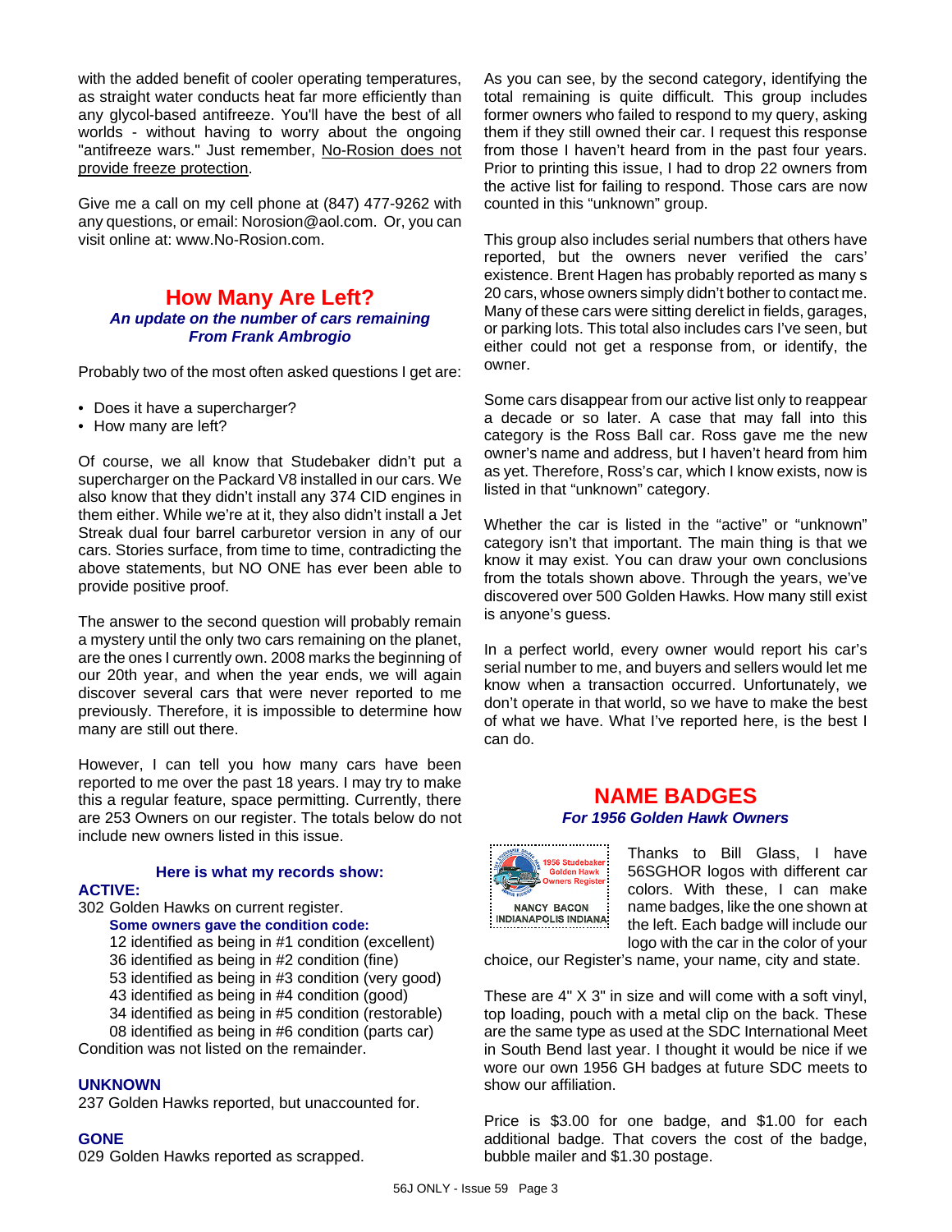with the added benefit of cooler operating temperatures, as straight water conducts heat far more efficiently than any glycol-based antifreeze. You'll have the best of all worlds - without having to worry about the ongoing "antifreeze wars." Just remember, No-Rosion does not provide freeze protection.

Give me a call on my cell phone at (847) 477-9262 with any questions, or email: Norosion@aol.com. Or, you can visit online at: www.No-Rosion.com.

## How Many Are Left?

***An update on the number of cars remaining***
***From Frank Ambrogio***

Probably two of the most often asked questions I get are:

- Does it have a supercharger?
- How many are left?

Of course, we all know that Studebaker didn't put a supercharger on the Packard V8 installed in our cars. We also know that they didn't install any 374 CID engines in them either. While we're at it, they also didn't install a Jet Streak dual four barrel carburetor version in any of our cars. Stories surface, from time to time, contradicting the above statements, but NO ONE has ever been able to provide positive proof.

The answer to the second question will probably remain a mystery until the only two cars remaining on the planet, are the ones I currently own. 2008 marks the beginning of our 20th year, and when the year ends, we will again discover several cars that were never reported to me previously. Therefore, it is impossible to determine how many are still out there.

However, I can tell you how many cars have been reported to me over the past 18 years. I may try to make this a regular feature, space permitting. Currently, there are 253 Owners on our register. The totals below do not include new owners listed in this issue.

**Here is what my records show:**

**ACTIVE:**
302 Golden Hawks on current register.
**Some owners gave the condition code:**
12 identified as being in #1 condition (excellent)
36 identified as being in #2 condition (fine)
53 identified as being in #3 condition (very good)
43 identified as being in #4 condition (good)
34 identified as being in #5 condition (restorable)
08 identified as being in #6 condition (parts car)
Condition was not listed on the remainder.

**UNKNOWN**
237 Golden Hawks reported, but unaccounted for.

**GONE**
029 Golden Hawks reported as scrapped.

As you can see, by the second category, identifying the total remaining is quite difficult. This group includes former owners who failed to respond to my query, asking them if they still owned their car. I request this response from those I haven't heard from in the past four years. Prior to printing this issue, I had to drop 22 owners from the active list for failing to respond. Those cars are now counted in this "unknown" group.

This group also includes serial numbers that others have reported, but the owners never verified the cars' existence. Brent Hagen has probably reported as many s 20 cars, whose owners simply didn't bother to contact me. Many of these cars were sitting derelict in fields, garages, or parking lots. This total also includes cars I've seen, but either could not get a response from, or identify, the owner.

Some cars disappear from our active list only to reappear a decade or so later. A case that may fall into this category is the Ross Ball car. Ross gave me the new owner's name and address, but I haven't heard from him as yet. Therefore, Ross's car, which I know exists, now is listed in that "unknown" category.

Whether the car is listed in the "active" or "unknown" category isn't that important. The main thing is that we know it may exist. You can draw your own conclusions from the totals shown above. Through the years, we've discovered over 500 Golden Hawks. How many still exist is anyone's guess.

In a perfect world, every owner would report his car's serial number to me, and buyers and sellers would let me know when a transaction occurred. Unfortunately, we don't operate in that world, so we have to make the best of what we have. What I've reported here, is the best I can do.

## NAME BADGES

***For 1956 Golden Hawk Owners***

1956 Studebaker Golden Hawk Owners Register
NANCY BACON
INDIANAPOLIS INDIANA

Thanks to Bill Glass, I have 56SGHOR logos with different car colors. With these, I can make name badges, like the one shown at the left. Each badge will include our logo with the car in the color of your choice, our Register's name, your name, city and state.

These are 4" X 3" in size and will come with a soft vinyl, top loading, pouch with a metal clip on the back. These are the same type as used at the SDC International Meet in South Bend last year. I thought it would be nice if we wore our own 1956 GH badges at future SDC meets to show our affiliation.

Price is $3.00 for one badge, and $1.00 for each additional badge. That covers the cost of the badge, bubble mailer and $1.30 postage.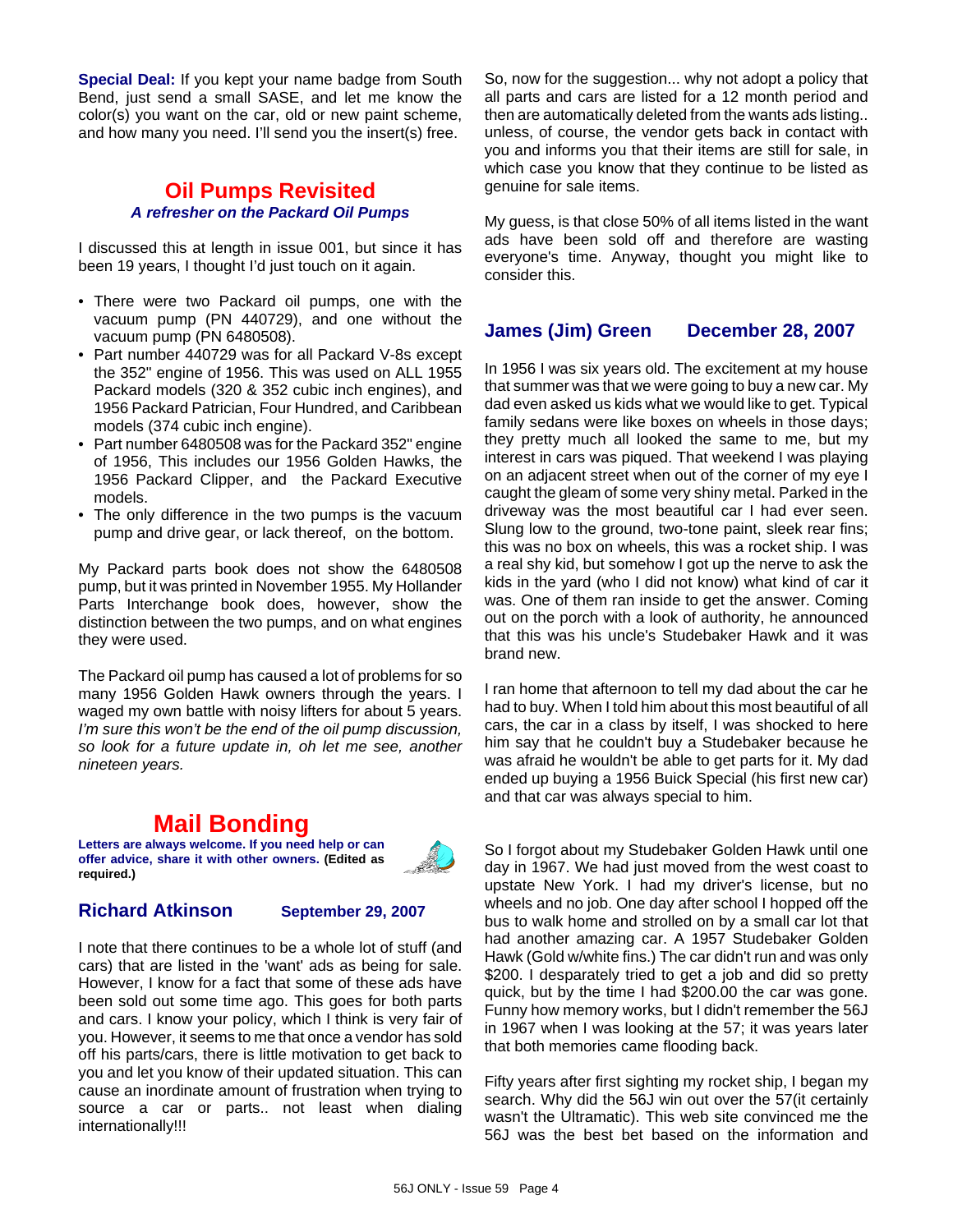**Special Deal:** If you kept your name badge from South Bend, just send a small SASE, and let me know the color(s) you want on the car, old or new paint scheme, and how many you need. I'll send you the insert(s) free.

## Oil Pumps Revisited

***A refresher on the Packard Oil Pumps***

I discussed this at length in issue 001, but since it has been 19 years, I thought I'd just touch on it again.

- There were two Packard oil pumps, one with the vacuum pump (PN 440729), and one without the vacuum pump (PN 6480508).
- Part number 440729 was for all Packard V-8s except the 352" engine of 1956. This was used on ALL 1955 Packard models (320 & 352 cubic inch engines), and 1956 Packard Patrician, Four Hundred, and Caribbean models (374 cubic inch engine).
- Part number 6480508 was for the Packard 352" engine of 1956, This includes our 1956 Golden Hawks, the 1956 Packard Clipper, and the Packard Executive models.
- The only difference in the two pumps is the vacuum pump and drive gear, or lack thereof, on the bottom.

My Packard parts book does not show the 6480508 pump, but it was printed in November 1955. My Hollander Parts Interchange book does, however, show the distinction between the two pumps, and on what engines they were used.

The Packard oil pump has caused a lot of problems for so many 1956 Golden Hawk owners through the years. I waged my own battle with noisy lifters for about 5 years. *I'm sure this won't be the end of the oil pump discussion, so look for a future update in, oh let me see, another nineteen years.*

## Mail Bonding

**Letters are always welcome. If you need help or can offer advice, share it with other owners. (Edited as required.)**

### Richard Atkinson — September 29, 2007

I note that there continues to be a whole lot of stuff (and cars) that are listed in the 'want' ads as being for sale. However, I know for a fact that some of these ads have been sold out some time ago. This goes for both parts and cars. I know your policy, which I think is very fair of you. However, it seems to me that once a vendor has sold off his parts/cars, there is little motivation to get back to you and let you know of their updated situation. This can cause an inordinate amount of frustration when trying to source a car or parts.. not least when dialing internationally!!!

So, now for the suggestion... why not adopt a policy that all parts and cars are listed for a 12 month period and then are automatically deleted from the wants ads listing.. unless, of course, the vendor gets back in contact with you and informs you that their items are still for sale, in which case you know that they continue to be listed as genuine for sale items.

My guess, is that close 50% of all items listed in the want ads have been sold off and therefore are wasting everyone's time. Anyway, thought you might like to consider this.

### James (Jim) Green — December 28, 2007

In 1956 I was six years old. The excitement at my house that summer was that we were going to buy a new car. My dad even asked us kids what we would like to get. Typical family sedans were like boxes on wheels in those days; they pretty much all looked the same to me, but my interest in cars was piqued. That weekend I was playing on an adjacent street when out of the corner of my eye I caught the gleam of some very shiny metal. Parked in the driveway was the most beautiful car I had ever seen. Slung low to the ground, two-tone paint, sleek rear fins; this was no box on wheels, this was a rocket ship. I was a real shy kid, but somehow I got up the nerve to ask the kids in the yard (who I did not know) what kind of car it was. One of them ran inside to get the answer. Coming out on the porch with a look of authority, he announced that this was his uncle's Studebaker Hawk and it was brand new.

I ran home that afternoon to tell my dad about the car he had to buy. When I told him about this most beautiful of all cars, the car in a class by itself, I was shocked to here him say that he couldn't buy a Studebaker because he was afraid he wouldn't be able to get parts for it. My dad ended up buying a 1956 Buick Special (his first new car) and that car was always special to him.

So I forgot about my Studebaker Golden Hawk until one day in 1967. We had just moved from the west coast to upstate New York. I had my driver's license, but no wheels and no job. One day after school I hopped off the bus to walk home and strolled on by a small car lot that had another amazing car. A 1957 Studebaker Golden Hawk (Gold w/white fins.) The car didn't run and was only $200. I desparately tried to get a job and did so pretty quick, but by the time I had $200.00 the car was gone. Funny how memory works, but I didn't remember the 56J in 1967 when I was looking at the 57; it was years later that both memories came flooding back.

Fifty years after first sighting my rocket ship, I began my search. Why did the 56J win out over the 57(it certainly wasn't the Ultramatic). This web site convinced me the 56J was the best bet based on the information and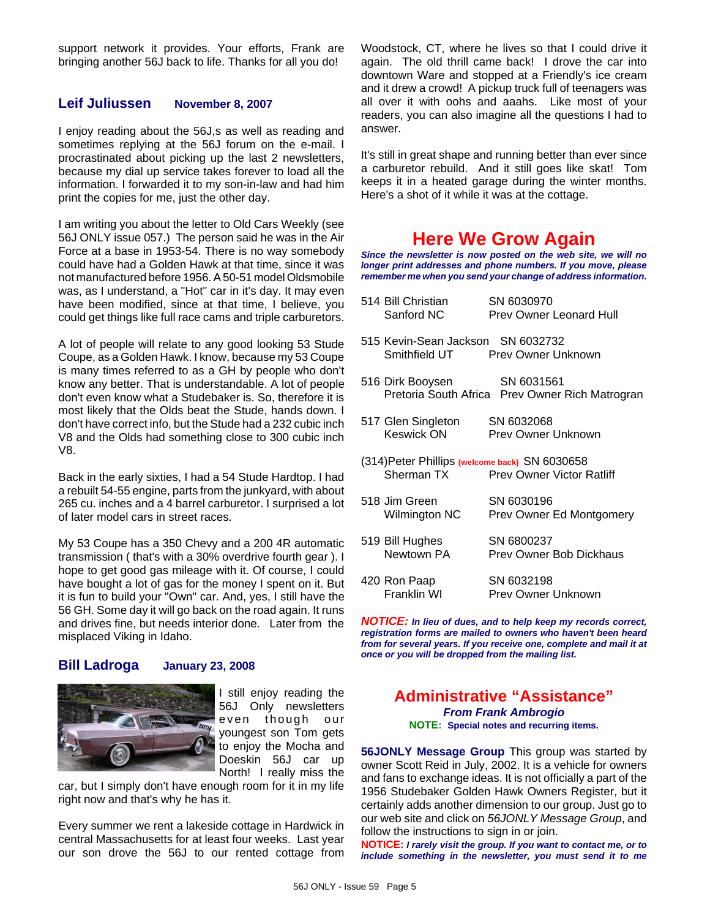support network it provides. Your efforts, Frank are bringing another 56J back to life. Thanks for all you do!

### Leif Juliussen    November 8, 2007

I enjoy reading about the 56J,s as well as reading and sometimes replying at the 56J forum on the e-mail. I procrastinated about picking up the last 2 newsletters, because my dial up service takes forever to load all the information. I forwarded it to my son-in-law and had him print the copies for me, just the other day.

I am writing you about the letter to Old Cars Weekly (see 56J ONLY issue 057.) The person said he was in the Air Force at a base in 1953-54. There is no way somebody could have had a Golden Hawk at that time, since it was not manufactured before 1956. A 50-51 model Oldsmobile was, as I understand, a "Hot" car in it's day. It may even have been modified, since at that time, I believe, you could get things like full race cams and triple carburetors.

A lot of people will relate to any good looking 53 Stude Coupe, as a Golden Hawk. I know, because my 53 Coupe is many times referred to as a GH by people who don't know any better. That is understandable. A lot of people don't even know what a Studebaker is. So, therefore it is most likely that the Olds beat the Stude, hands down. I don't have correct info, but the Stude had a 232 cubic inch V8 and the Olds had something close to 300 cubic inch V8.

Back in the early sixties, I had a 54 Stude Hardtop. I had a rebuilt 54-55 engine, parts from the junkyard, with about 265 cu. inches and a 4 barrel carburetor. I surprised a lot of later model cars in street races.

My 53 Coupe has a 350 Chevy and a 200 4R automatic transmission ( that's with a 30% overdrive fourth gear ). I hope to get good gas mileage with it. Of course, I could have bought a lot of gas for the money I spent on it. But it is fun to build your "Own" car. And, yes, I still have the 56 GH. Some day it will go back on the road again. It runs and drives fine, but needs interior done. Later from the misplaced Viking in Idaho.

### Bill Ladroga    January 23, 2008

I still enjoy reading the 56J Only newsletters even though our youngest son Tom gets to enjoy the Mocha and Doeskin 56J car up North! I really miss the car, but I simply don't have enough room for it in my life right now and that's why he has it.

Every summer we rent a lakeside cottage in Hardwick in central Massachusetts for at least four weeks. Last year our son drove the 56J to our rented cottage from Woodstock, CT, where he lives so that I could drive it again. The old thrill came back! I drove the car into downtown Ware and stopped at a Friendly's ice cream and it drew a crowd! A pickup truck full of teenagers was all over it with oohs and aaahs. Like most of your readers, you can also imagine all the questions I had to answer.

It's still in great shape and running better than ever since a carburetor rebuild. And it still goes like skat! Tom keeps it in a heated garage during the winter months. Here's a shot of it while it was at the cottage.

## Here We Grow Again

***Since the newsletter is now posted on the web site, we will no longer print addresses and phone numbers. If you move, please remember me when you send your change of address information.***

| | |
|---|---|
| 514 Bill Christian<br>Sanford NC | SN 6030970<br>Prev Owner Leonard Hull |
| 515 Kevin-Sean Jackson<br>Smithfield UT | SN 6032732<br>Prev Owner Unknown |
| 516 Dirk Booysen<br>Pretoria South Africa | SN 6031561<br>Prev Owner Rich Matrogran |
| 517 Glen Singleton<br>Keswick ON | SN 6032068<br>Prev Owner Unknown |
| (314)Peter Phillips (welcome back)<br>Sherman TX | SN 6030658<br>Prev Owner Victor Ratliff |
| 518 Jim Green<br>Wilmington NC | SN 6030196<br>Prev Owner Ed Montgomery |
| 519 Bill Hughes<br>Newtown PA | SN 6800237<br>Prev Owner Bob Dickhaus |
| 420 Ron Paap<br>Franklin WI | SN 6032198<br>Prev Owner Unknown |

***NOTICE:*** ***In lieu of dues, and to help keep my records correct, registration forms are mailed to owners who haven't been heard from for several years. If you receive one, complete and mail it at once or you will be dropped from the mailing list.***

## Administrative "Assistance"

***From Frank Ambrogio***

**NOTE: Special notes and recurring items.**

**56JONLY Message Group** This group was started by owner Scott Reid in July, 2002. It is a vehicle for owners and fans to exchange ideas. It is not officially a part of the 1956 Studebaker Golden Hawk Owners Register, but it certainly adds another dimension to our group. Just go to our web site and click on *56JONLY Message Group*, and follow the instructions to sign in or join.

**NOTICE:** ***I rarely visit the group. If you want to contact me, or to include something in the newsletter, you must send it to me***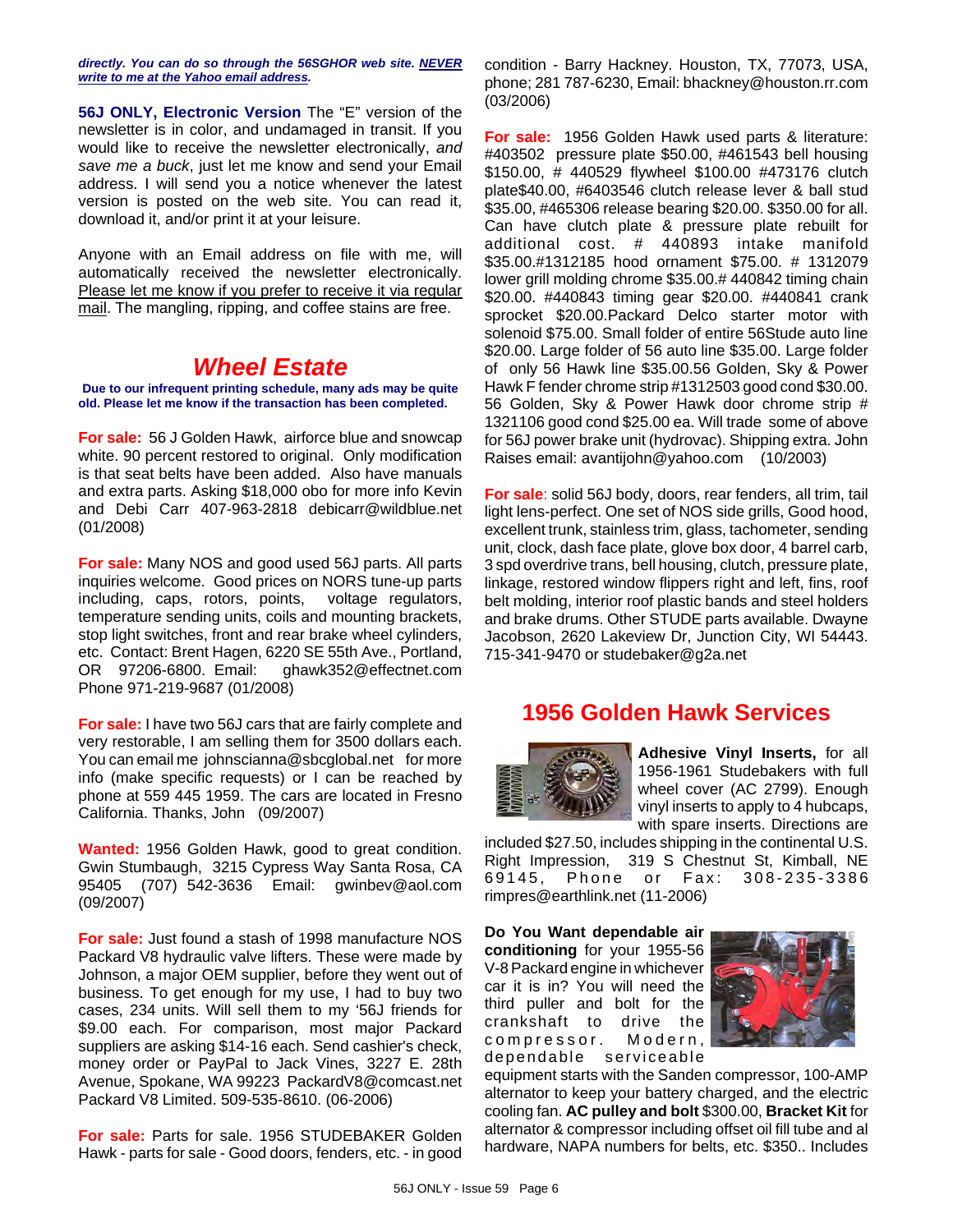***directly. You can do so through the 56SGHOR web site. NEVER write to me at the Yahoo email address.***

**56J ONLY, Electronic Version** The "E" version of the newsletter is in color, and undamaged in transit. If you would like to receive the newsletter electronically, *and save me a buck*, just let me know and send your Email address. I will send you a notice whenever the latest version is posted on the web site. You can read it, download it, and/or print it at your leisure.

Anyone with an Email address on file with me, will automatically received the newsletter electronically. Please let me know if you prefer to receive it via regular mail. The mangling, ripping, and coffee stains are free.

# *Wheel Estate*

**Due to our infrequent printing schedule, many ads may be quite old. Please let me know if the transaction has been completed.**

**For sale:** 56 J Golden Hawk, airforce blue and snowcap white. 90 percent restored to original. Only modification is that seat belts have been added. Also have manuals and extra parts. Asking $18,000 obo for more info Kevin and Debi Carr 407-963-2818 debicarr@wildblue.net (01/2008)

**For sale:** Many NOS and good used 56J parts. All parts inquiries welcome. Good prices on NORS tune-up parts including, caps, rotors, points, voltage regulators, temperature sending units, coils and mounting brackets, stop light switches, front and rear brake wheel cylinders, etc. Contact: Brent Hagen, 6220 SE 55th Ave., Portland, OR 97206-6800. Email: ghawk352@effectnet.com Phone 971-219-9687 (01/2008)

**For sale:** I have two 56J cars that are fairly complete and very restorable, I am selling them for 3500 dollars each. You can email me johnscianna@sbcglobal.net for more info (make specific requests) or I can be reached by phone at 559 445 1959. The cars are located in Fresno California. Thanks, John (09/2007)

**Wanted:** 1956 Golden Hawk, good to great condition. Gwin Stumbaugh, 3215 Cypress Way Santa Rosa, CA 95405 (707) 542-3636 Email: gwinbev@aol.com (09/2007)

**For sale:** Just found a stash of 1998 manufacture NOS Packard V8 hydraulic valve lifters. These were made by Johnson, a major OEM supplier, before they went out of business. To get enough for my use, I had to buy two cases, 234 units. Will sell them to my '56J friends for $9.00 each. For comparison, most major Packard suppliers are asking $14-16 each. Send cashier's check, money order or PayPal to Jack Vines, 3227 E. 28th Avenue, Spokane, WA 99223 PackardV8@comcast.net Packard V8 Limited. 509-535-8610. (06-2006)

**For sale:** Parts for sale. 1956 STUDEBAKER Golden Hawk - parts for sale - Good doors, fenders, etc. - in good condition - Barry Hackney. Houston, TX, 77073, USA, phone; 281 787-6230, Email: bhackney@houston.rr.com (03/2006)

**For sale:** 1956 Golden Hawk used parts & literature: #403502 pressure plate $50.00, #461543 bell housing $150.00, # 440529 flywheel $100.00 #473176 clutch plate$40.00, #6403546 clutch release lever & ball stud $35.00, #465306 release bearing $20.00. $350.00 for all. Can have clutch plate & pressure plate rebuilt for additional cost. # 440893 intake manifold $35.00.#1312185 hood ornament $75.00. # 1312079 lower grill molding chrome $35.00.# 440842 timing chain $20.00. #440843 timing gear $20.00. #440841 crank sprocket $20.00.Packard Delco starter motor with solenoid $75.00. Small folder of entire 56Stude auto line $20.00. Large folder of 56 auto line $35.00. Large folder of only 56 Hawk line $35.00.56 Golden, Sky & Power Hawk F fender chrome strip #1312503 good cond $30.00. 56 Golden, Sky & Power Hawk door chrome strip # 1321106 good cond $25.00 ea. Will trade some of above for 56J power brake unit (hydrovac). Shipping extra. John Raises email: avantijohn@yahoo.com (10/2003)

**For sale**: solid 56J body, doors, rear fenders, all trim, tail light lens-perfect. One set of NOS side grills, Good hood, excellent trunk, stainless trim, glass, tachometer, sending unit, clock, dash face plate, glove box door, 4 barrel carb, 3 spd overdrive trans, bell housing, clutch, pressure plate, linkage, restored window flippers right and left, fins, roof belt molding, interior roof plastic bands and steel holders and brake drums. Other STUDE parts available. Dwayne Jacobson, 2620 Lakeview Dr, Junction City, WI 54443. 715-341-9470 or studebaker@g2a.net

# 1956 Golden Hawk Services

**Adhesive Vinyl Inserts,** for all 1956-1961 Studebakers with full wheel cover (AC 2799). Enough vinyl inserts to apply to 4 hubcaps, with spare inserts. Directions are included $27.50, includes shipping in the continental U.S. Right Impression, 319 S Chestnut St, Kimball, NE 69145, Phone or Fax: 308-235-3386 rimpres@earthlink.net (11-2006)

**Do You Want dependable air conditioning** for your 1955-56 V-8 Packard engine in whichever car it is in? You will need the third puller and bolt for the crankshaft to drive the compressor. Modern, dependable serviceable equipment starts with the Sanden compressor, 100-AMP alternator to keep your battery charged, and the electric cooling fan. **AC pulley and bolt** $300.00, **Bracket Kit** for alternator & compressor including offset oil fill tube and al hardware, NAPA numbers for belts, etc. $350.. Includes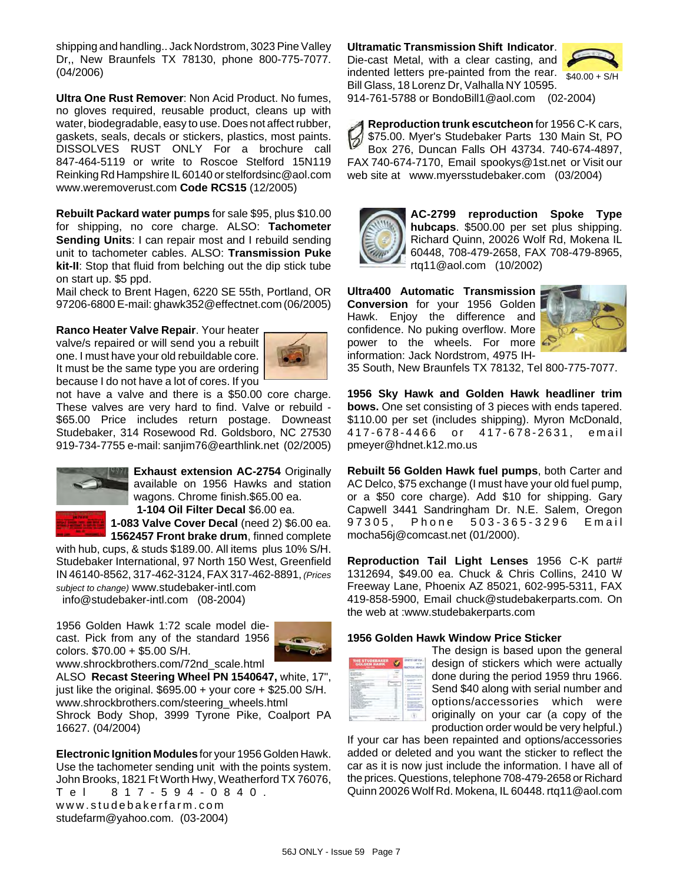shipping and handling.. Jack Nordstrom, 3023 Pine Valley Dr,, New Braunfels TX 78130, phone 800-775-7077. (04/2006)

**Ultra One Rust Remover**: Non Acid Product. No fumes, no gloves required, reusable product, cleans up with water, biodegradable, easy to use. Does not affect rubber, gaskets, seals, decals or stickers, plastics, most paints. DISSOLVES RUST ONLY For a brochure call 847-464-5119 or write to Roscoe Stelford 15N119 Reinking Rd Hampshire IL 60140 or stelfordsinc@aol.com www.weremoverust.com **Code RCS15** (12/2005)

**Rebuilt Packard water pumps** for sale $95, plus $10.00 for shipping, no core charge. ALSO: **Tachometer Sending Units**: I can repair most and I rebuild sending unit to tachometer cables. ALSO: **Transmission Puke kit-II**: Stop that fluid from belching out the dip stick tube on start up. $5 ppd.
Mail check to Brent Hagen, 6220 SE 55th, Portland, OR 97206-6800 E-mail: ghawk352@effectnet.com (06/2005)

**Ranco Heater Valve Repair**. Your heater valve/s repaired or will send you a rebuilt one. I must have your old rebuildable core. It must be the same type you are ordering because I do not have a lot of cores. If you not have a valve and there is a $50.00 core charge. These valves are very hard to find. Valve or rebuild - $65.00 Price includes return postage. Downeast Studebaker, 314 Rosewood Rd. Goldsboro, NC 27530 919-734-7755 e-mail: sanjim76@earthlink.net (02/2005)

**Exhaust extension AC-2754** Originally available on 1956 Hawks and station wagons. Chrome finish.$65.00 ea.
**1-104 Oil Filter Decal** $6.00 ea.
**1-083 Valve Cover Decal** (need 2) $6.00 ea.
**1562457 Front brake drum**, finned complete with hub, cups, & studs $189.00. All items plus 10% S/H. Studebaker International, 97 North 150 West, Greenfield IN 46140-8562, 317-462-3124, FAX 317-462-8891, *(Prices subject to change)* www.studebaker-intl.com info@studebaker-intl.com (08-2004)

1956 Golden Hawk 1:72 scale model die-cast. Pick from any of the standard 1956 colors. $70.00 + $5.00 S/H.
www.shrockbrothers.com/72nd_scale.html
ALSO **Recast Steering Wheel PN 1540647,** white, 17", just like the original. $695.00 + your core + $25.00 S/H.
www.shrockbrothers.com/steering_wheels.html
Shrock Body Shop, 3999 Tyrone Pike, Coalport PA 16627. (04/2004)

**Electronic Ignition Modules** for your 1956 Golden Hawk. Use the tachometer sending unit with the points system. John Brooks, 1821 Ft Worth Hwy, Weatherford TX 76076, Tel 817-594-0840. www.studebakerfarm.com studefarm@yahoo.com. (03-2004)

**Ultramatic Transmission Shift Indicator**. Die-cast Metal, with a clear casting, and indented letters pre-painted from the rear. Bill Glass, 18 Lorenz Dr, Valhalla NY 10595. 914-761-5788 or BondoBill1@aol.com (02-2004)

$40.00 + S/H

**Reproduction trunk escutcheon** for 1956 C-K cars, $75.00. Myer's Studebaker Parts 130 Main St, PO Box 276, Duncan Falls OH 43734. 740-674-4897, FAX 740-674-7170, Email spookys@1st.net or Visit our web site at www.myersstudebaker.com (03/2004)

**AC-2799 reproduction Spoke Type hubcaps**. $500.00 per set plus shipping. Richard Quinn, 20026 Wolf Rd, Mokena IL 60448, 708-479-2658, FAX 708-479-8965, rtq11@aol.com (10/2002)

**Ultra400 Automatic Transmission Conversion** for your 1956 Golden Hawk. Enjoy the difference and confidence. No puking overflow. More power to the wheels. For more information: Jack Nordstrom, 4975 IH-35 South, New Braunfels TX 78132, Tel 800-775-7077.

**1956 Sky Hawk and Golden Hawk headliner trim bows.** One set consisting of 3 pieces with ends tapered. $110.00 per set (includes shipping). Myron McDonald, 417-678-4466 or 417-678-2631, email pmeyer@hdnet.k12.mo.us

**Rebuilt 56 Golden Hawk fuel pumps**, both Carter and AC Delco, $75 exchange (I must have your old fuel pump, or a $50 core charge). Add $10 for shipping. Gary Capwell 3441 Sandringham Dr. N.E. Salem, Oregon 97305, Phone 503-365-3296 Email mocha56j@comcast.net (01/2000).

**Reproduction Tail Light Lenses** 1956 C-K part# 1312694, $49.00 ea. Chuck & Chris Collins, 2410 W Freeway Lane, Phoenix AZ 85021, 602-995-5311, FAX 419-858-5900, Email chuck@studebakerparts.com. On the web at :www.studebakerparts.com

**1956 Golden Hawk Window Price Sticker**
The design is based upon the general design of stickers which were actually done during the period 1959 thru 1966. Send $40 along with serial number and options/accessories which were originally on your car (a copy of the production order would be very helpful.) If your car has been repainted and options/accessories added or deleted and you want the sticker to reflect the car as it is now just include the information. I have all of the prices. Questions, telephone 708-479-2658 or Richard Quinn 20026 Wolf Rd. Mokena, IL 60448. rtq11@aol.com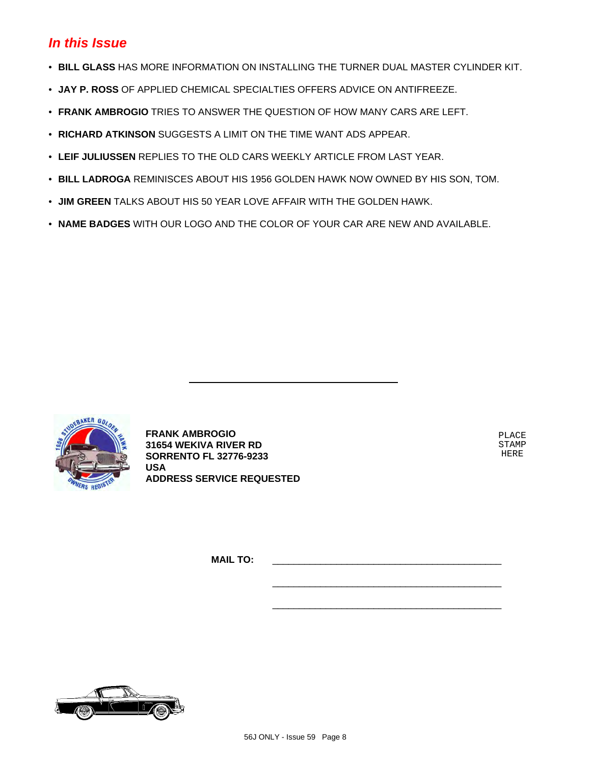## *In this Issue*

- **BILL GLASS** HAS MORE INFORMATION ON INSTALLING THE TURNER DUAL MASTER CYLINDER KIT.
- **JAY P. ROSS** OF APPLIED CHEMICAL SPECIALTIES OFFERS ADVICE ON ANTIFREEZE.
- **FRANK AMBROGIO** TRIES TO ANSWER THE QUESTION OF HOW MANY CARS ARE LEFT.
- **RICHARD ATKINSON** SUGGESTS A LIMIT ON THE TIME WANT ADS APPEAR.
- **LEIF JULIUSSEN** REPLIES TO THE OLD CARS WEEKLY ARTICLE FROM LAST YEAR.
- **BILL LADROGA** REMINISCES ABOUT HIS 1956 GOLDEN HAWK NOW OWNED BY HIS SON, TOM.
- **JIM GREEN** TALKS ABOUT HIS 50 YEAR LOVE AFFAIR WITH THE GOLDEN HAWK.
- **NAME BADGES** WITH OUR LOGO AND THE COLOR OF YOUR CAR ARE NEW AND AVAILABLE.

---

**FRANK AMBROGIO**
**31654 WEKIVA RIVER RD**
**SORRENTO FL 32776-9233**
**USA**
**ADDRESS SERVICE REQUESTED**

PLACE
STAMP
HERE

**MAIL TO:** ____________________________________________

____________________________________________

____________________________________________